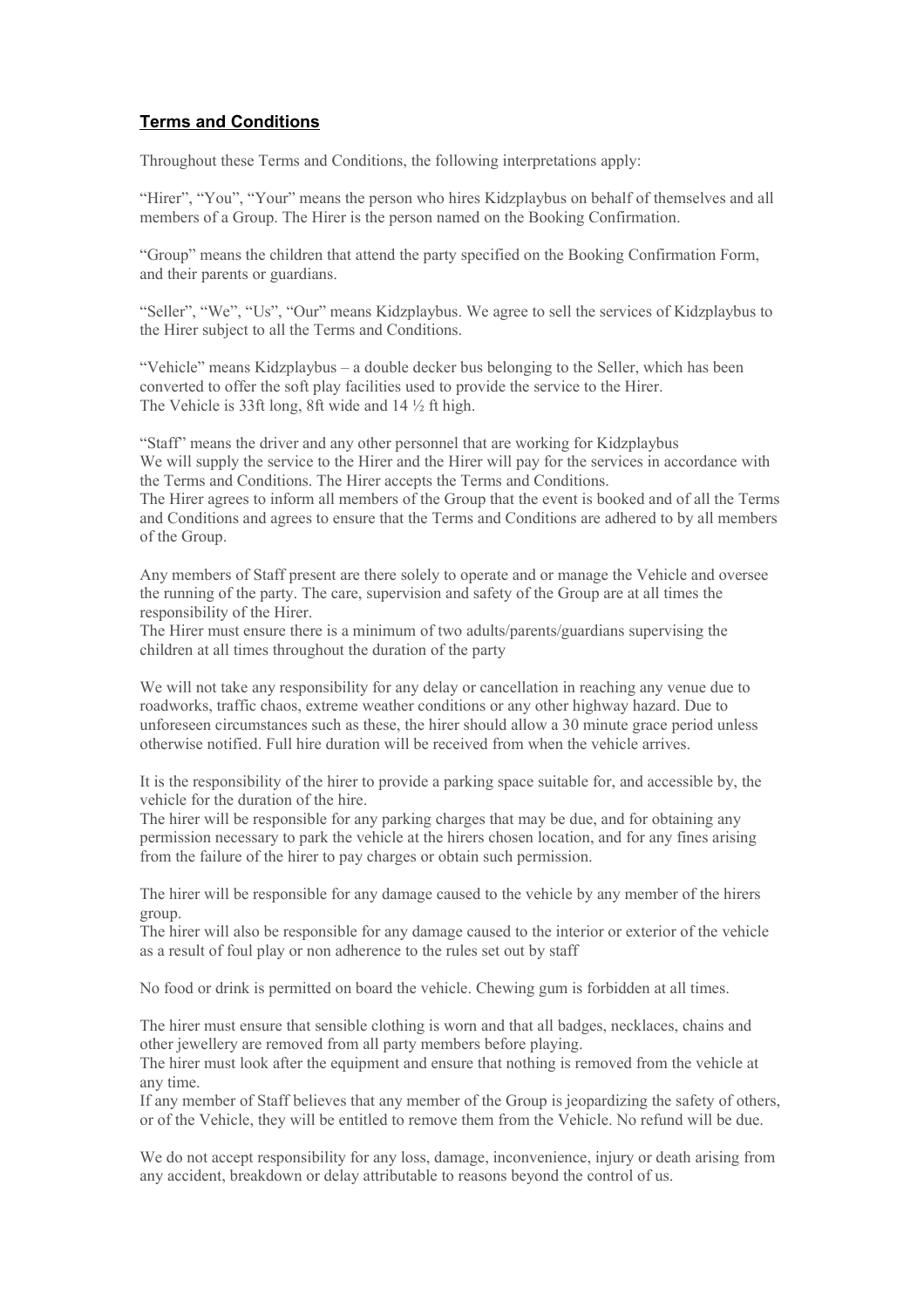## **Terms and Conditions**

Throughout these Terms and Conditions, the following interpretations apply:

"Hirer", "You", "Your" means the person who hires Kidzplaybus on behalf of themselves and all members of a Group. The Hirer is the person named on the Booking Confirmation.

"Group" means the children that attend the party specified on the Booking Confirmation Form, and their parents or guardians.

"Seller", "We", "Us", "Our" means Kidzplaybus. We agree to sell the services of Kidzplaybus to the Hirer subject to all the Terms and Conditions.

"Vehicle" means Kidzplaybus – a double decker bus belonging to the Seller, which has been converted to offer the soft play facilities used to provide the service to the Hirer.
The Vehicle is 33ft long, 8ft wide and 14 ½ ft high.

"Staff" means the driver and any other personnel that are working for Kidzplaybus
We will supply the service to the Hirer and the Hirer will pay for the services in accordance with the Terms and Conditions. The Hirer accepts the Terms and Conditions.
The Hirer agrees to inform all members of the Group that the event is booked and of all the Terms and Conditions and agrees to ensure that the Terms and Conditions are adhered to by all members of the Group.

Any members of Staff present are there solely to operate and or manage the Vehicle and oversee the running of the party. The care, supervision and safety of the Group are at all times the responsibility of the Hirer.
The Hirer must ensure there is a minimum of two adults/parents/guardians supervising the children at all times throughout the duration of the party

We will not take any responsibility for any delay or cancellation in reaching any venue due to roadworks, traffic chaos, extreme weather conditions or any other highway hazard. Due to unforeseen circumstances such as these, the hirer should allow a 30 minute grace period unless otherwise notified. Full hire duration will be received from when the vehicle arrives.

It is the responsibility of the hirer to provide a parking space suitable for, and accessible by, the vehicle for the duration of the hire.
The hirer will be responsible for any parking charges that may be due, and for obtaining any permission necessary to park the vehicle at the hirers chosen location, and for any fines arising from the failure of the hirer to pay charges or obtain such permission.

The hirer will be responsible for any damage caused to the vehicle by any member of the hirers group.
The hirer will also be responsible for any damage caused to the interior or exterior of the vehicle as a result of foul play or non adherence to the rules set out by staff

No food or drink is permitted on board the vehicle. Chewing gum is forbidden at all times.

The hirer must ensure that sensible clothing is worn and that all badges, necklaces, chains and other jewellery are removed from all party members before playing.
The hirer must look after the equipment and ensure that nothing is removed from the vehicle at any time.
If any member of Staff believes that any member of the Group is jeopardizing the safety of others, or of the Vehicle, they will be entitled to remove them from the Vehicle. No refund will be due.

We do not accept responsibility for any loss, damage, inconvenience, injury or death arising from any accident, breakdown or delay attributable to reasons beyond the control of us.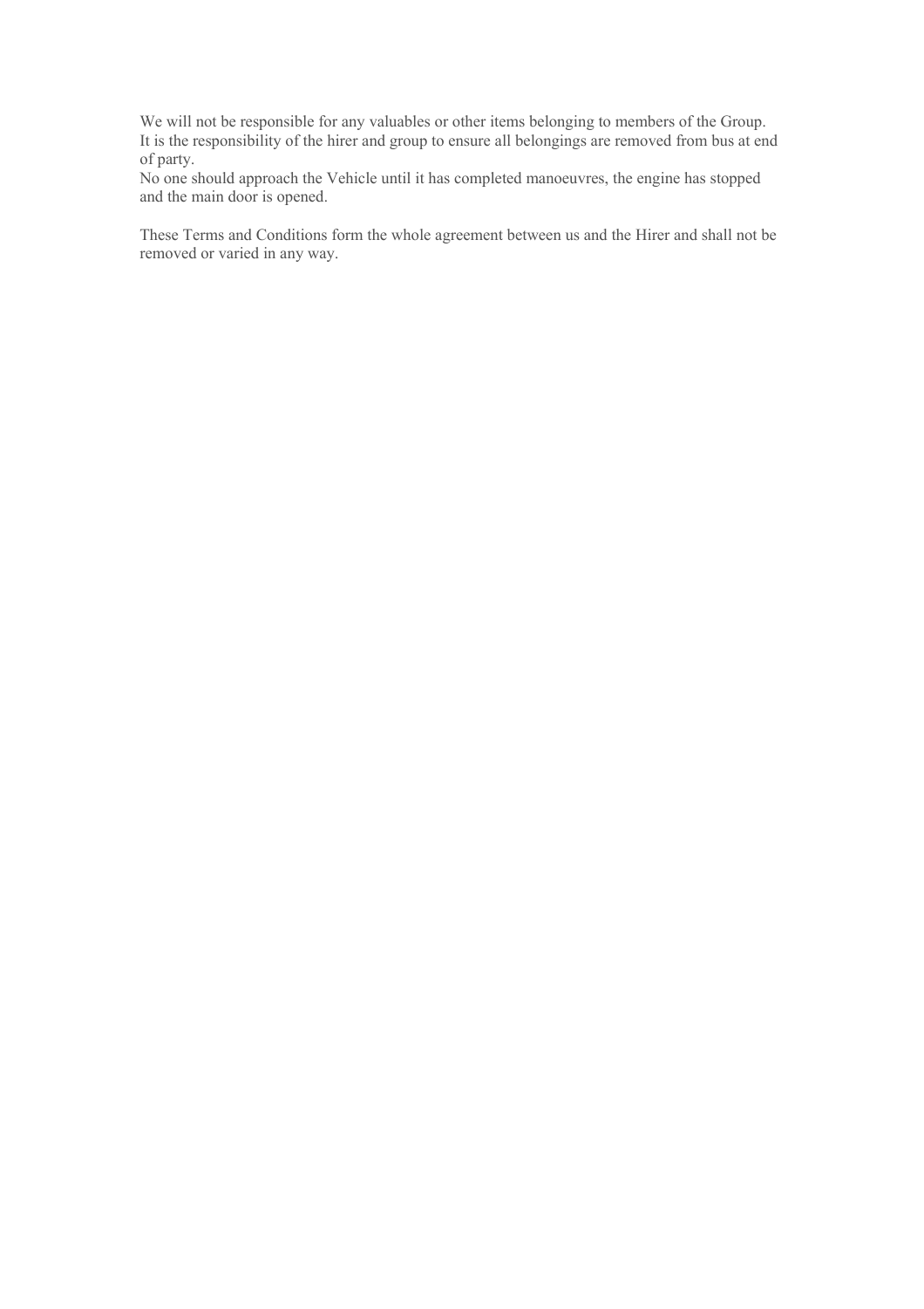We will not be responsible for any valuables or other items belonging to members of the Group. It is the responsibility of the hirer and group to ensure all belongings are removed from bus at end of party.
No one should approach the Vehicle until it has completed manoeuvres, the engine has stopped and the main door is opened.

These Terms and Conditions form the whole agreement between us and the Hirer and shall not be removed or varied in any way.